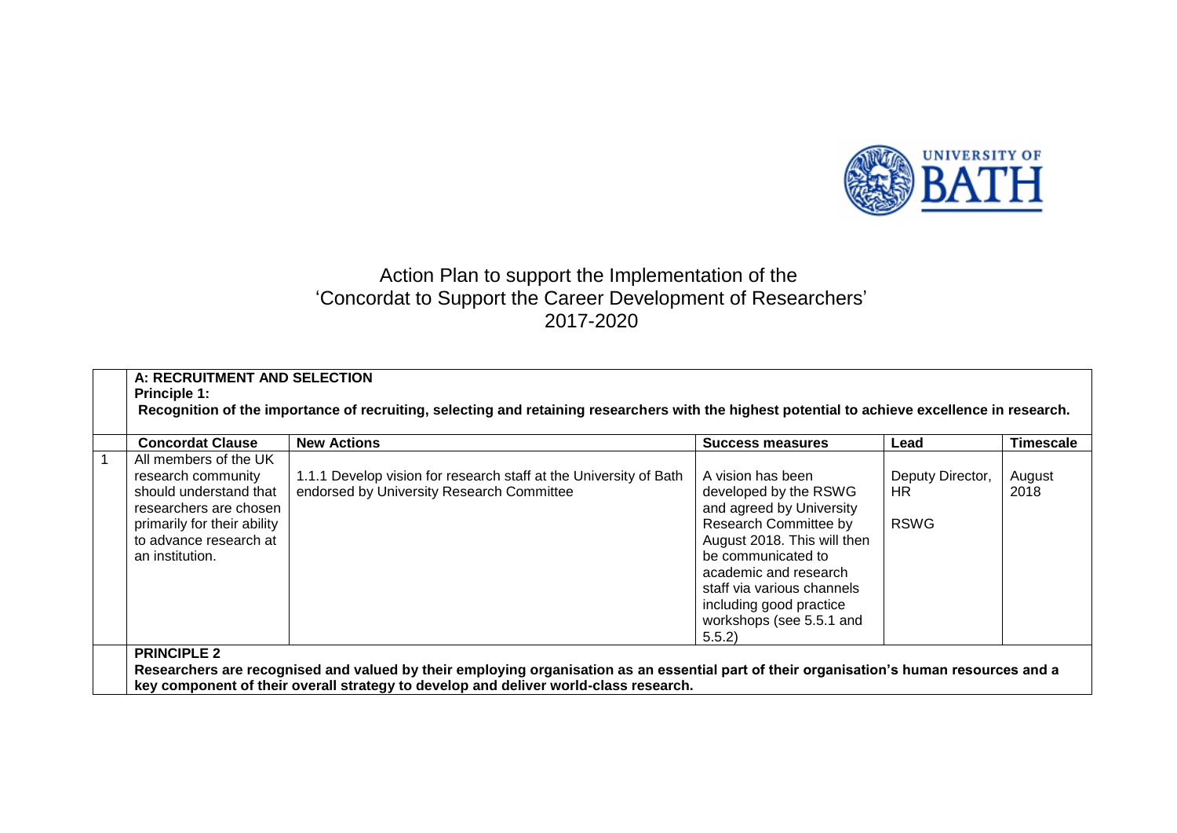# Action Plan to support the Implementation of the 'Concordat to Support the Career Development of Researchers' 2017-2020

| | **A: RECRUITMENT AND SELECTION**<br>**Principle 1:**<br>**Recognition of the importance of recruiting, selecting and retaining researchers with the highest potential to achieve excellence in research.** | | | | |
|---|---|---|---|---|---|
| | **Concordat Clause** | **New Actions** | **Success measures** | **Lead** | **Timescale** |
| 1 | All members of the UK research community should understand that researchers are chosen primarily for their ability to advance research at an institution. | 1.1.1 Develop vision for research staff at the University of Bath endorsed by University Research Committee | A vision has been developed by the RSWG and agreed by University Research Committee by August 2018. This will then be communicated to academic and research staff via various channels including good practice workshops (see 5.5.1 and 5.5.2) | Deputy Director, HR<br><br>RSWG | August 2018 |
| | **PRINCIPLE 2**<br>**Researchers are recognised and valued by their employing organisation as an essential part of their organisation's human resources and a key component of their overall strategy to develop and deliver world-class research.** | | | | |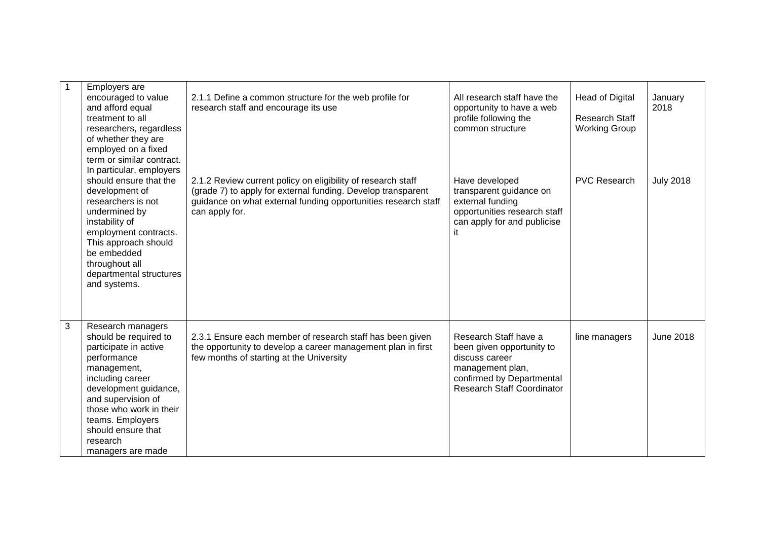| 1 | Employers are encouraged to value and afford equal treatment to all researchers, regardless of whether they are employed on a fixed term or similar contract. In particular, employers should ensure that the development of researchers is not undermined by instability of employment contracts. This approach should be embedded throughout all departmental structures and systems. | 2.1.1 Define a common structure for the web profile for research staff and encourage its use | All research staff have the opportunity to have a web profile following the common structure | Head of Digital<br><br>Research Staff Working Group | January 2018 |
|---|---|---|---|---|---|
| | | 2.1.2 Review current policy on eligibility of research staff (grade 7) to apply for external funding. Develop transparent guidance on what external funding opportunities research staff can apply for. | Have developed transparent guidance on external funding opportunities research staff can apply for and publicise it | PVC Research | July 2018 |
| 3 | Research managers should be required to participate in active performance management, including career development guidance, and supervision of those who work in their teams. Employers should ensure that research managers are made | 2.3.1 Ensure each member of research staff has been given the opportunity to develop a career management plan in first few months of starting at the University | Research Staff have a been given opportunity to discuss career management plan, confirmed by Departmental Research Staff Coordinator | line managers | June 2018 |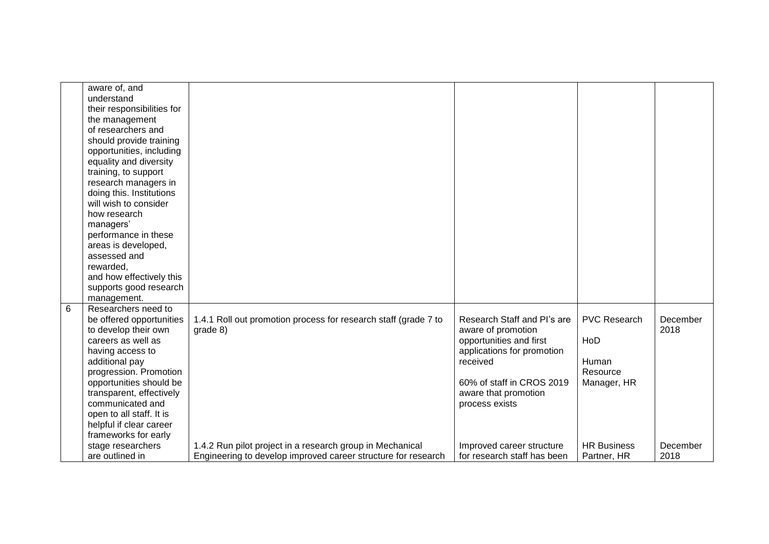| | | | | | |
|---|---|---|---|---|---|
| | aware of, and understand their responsibilities for the management of researchers and should provide training opportunities, including equality and diversity training, to support research managers in doing this. Institutions will wish to consider how research managers' performance in these areas is developed, assessed and rewarded, and how effectively this supports good research management. | | | | |
| 6 | Researchers need to be offered opportunities to develop their own careers as well as having access to additional pay progression. Promotion opportunities should be transparent, effectively communicated and open to all staff. It is helpful if clear career frameworks for early stage researchers are outlined in | 1.4.1 Roll out promotion process for research staff (grade 7 to grade 8) | Research Staff and PI's are aware of promotion opportunities and first applications for promotion received<br><br>60% of staff in CROS 2019 aware that promotion process exists | PVC Research<br><br>HoD<br><br>Human Resource Manager, HR | December 2018 |
| | | 1.4.2 Run pilot project in a research group in Mechanical Engineering to develop improved career structure for research | Improved career structure for research staff has been | HR Business Partner, HR | December 2018 |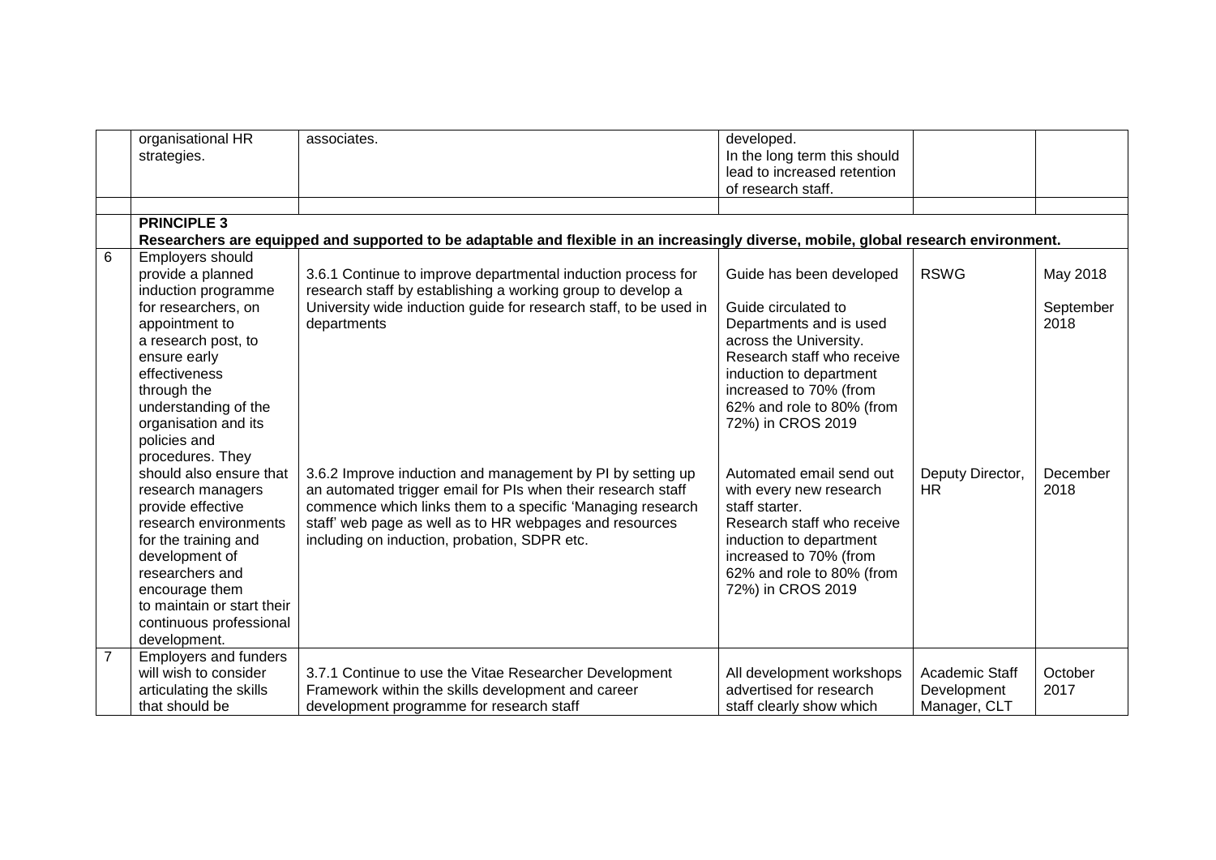|   |   |   |   |   |   |
|---|---|---|---|---|---|
|   | organisational HR strategies. | associates. | developed.<br>In the long term this should lead to increased retention of research staff. |   |   |
|   |   |   |   |   |   |
|   | **PRINCIPLE 3**<br>**Researchers are equipped and supported to be adaptable and flexible in an increasingly diverse, mobile, global research environment.** |   |   |   |   |
| 6 | Employers should provide a planned induction programme for researchers, on appointment to a research post, to ensure early effectiveness through the understanding of the organisation and its policies and procedures. They should also ensure that research managers provide effective research environments for the training and development of researchers and encourage them to maintain or start their continuous professional development. | 3.6.1 Continue to improve departmental induction process for research staff by establishing a working group to develop a University wide induction guide for research staff, to be used in departments | Guide has been developed<br><br>Guide circulated to Departments and is used across the University.<br>Research staff who receive induction to department increased to 70% (from 62% and role to 80% (from 72%) in CROS 2019 | RSWG | May 2018<br><br>September 2018 |
|   |   | 3.6.2 Improve induction and management by PI by setting up an automated trigger email for PIs when their research staff commence which links them to a specific 'Managing research staff' web page as well as to HR webpages and resources including on induction, probation, SDPR etc. | Automated email send out with every new research staff starter.<br>Research staff who receive induction to department increased to 70% (from 62% and role to 80% (from 72%) in CROS 2019 | Deputy Director, HR | December 2018 |
| 7 | Employers and funders will wish to consider articulating the skills that should be | 3.7.1 Continue to use the Vitae Researcher Development Framework within the skills development and career development programme for research staff | All development workshops advertised for research staff clearly show which | Academic Staff Development Manager, CLT | October 2017 |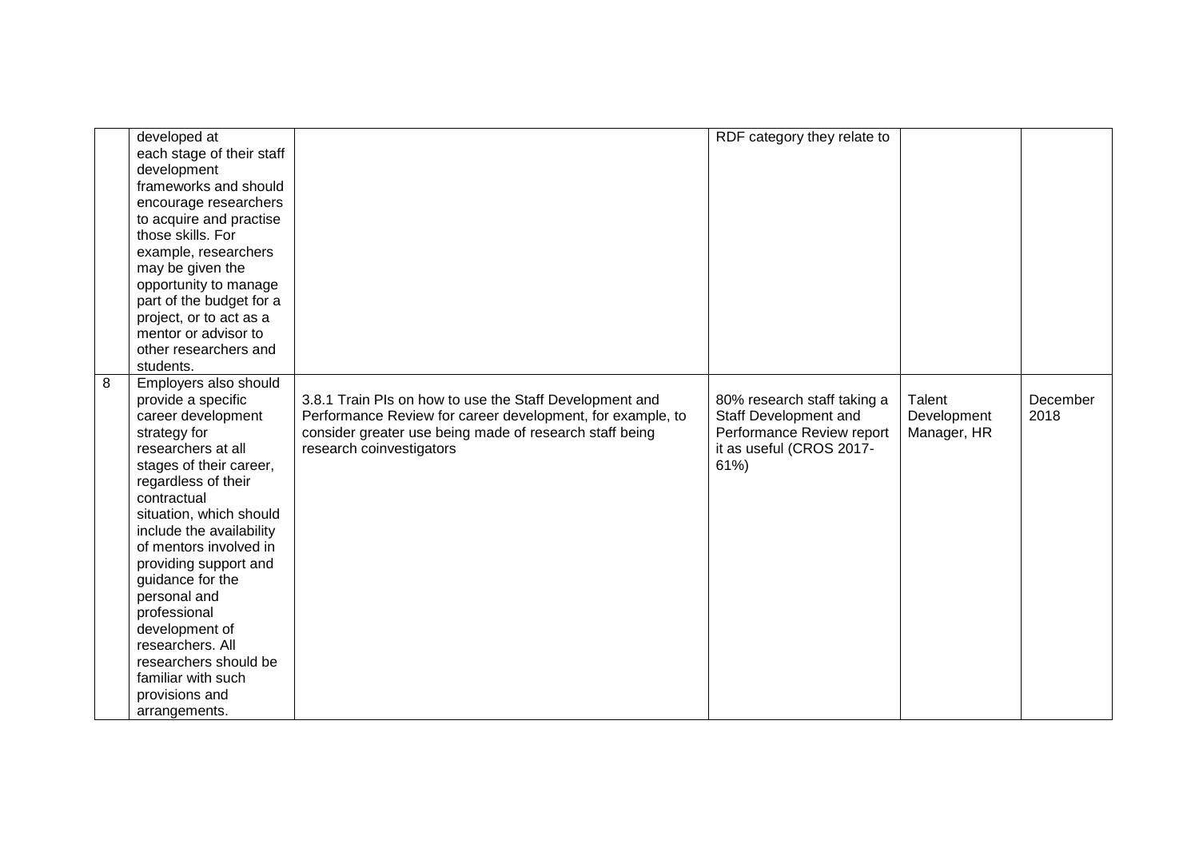| | | | | | |
|---|---|---|---|---|---|
| | developed at each stage of their staff development frameworks and should encourage researchers to acquire and practise those skills. For example, researchers may be given the opportunity to manage part of the budget for a project, or to act as a mentor or advisor to other researchers and students. | | RDF category they relate to | | |
| 8 | Employers also should provide a specific career development strategy for researchers at all stages of their career, regardless of their contractual situation, which should include the availability of mentors involved in providing support and guidance for the personal and professional development of researchers. All researchers should be familiar with such provisions and arrangements. | 3.8.1 Train PIs on how to use the Staff Development and Performance Review for career development, for example, to consider greater use being made of research staff being research coinvestigators | 80% research staff taking a Staff Development and Performance Review report it as useful (CROS 2017- 61%) | Talent Development Manager, HR | December 2018 |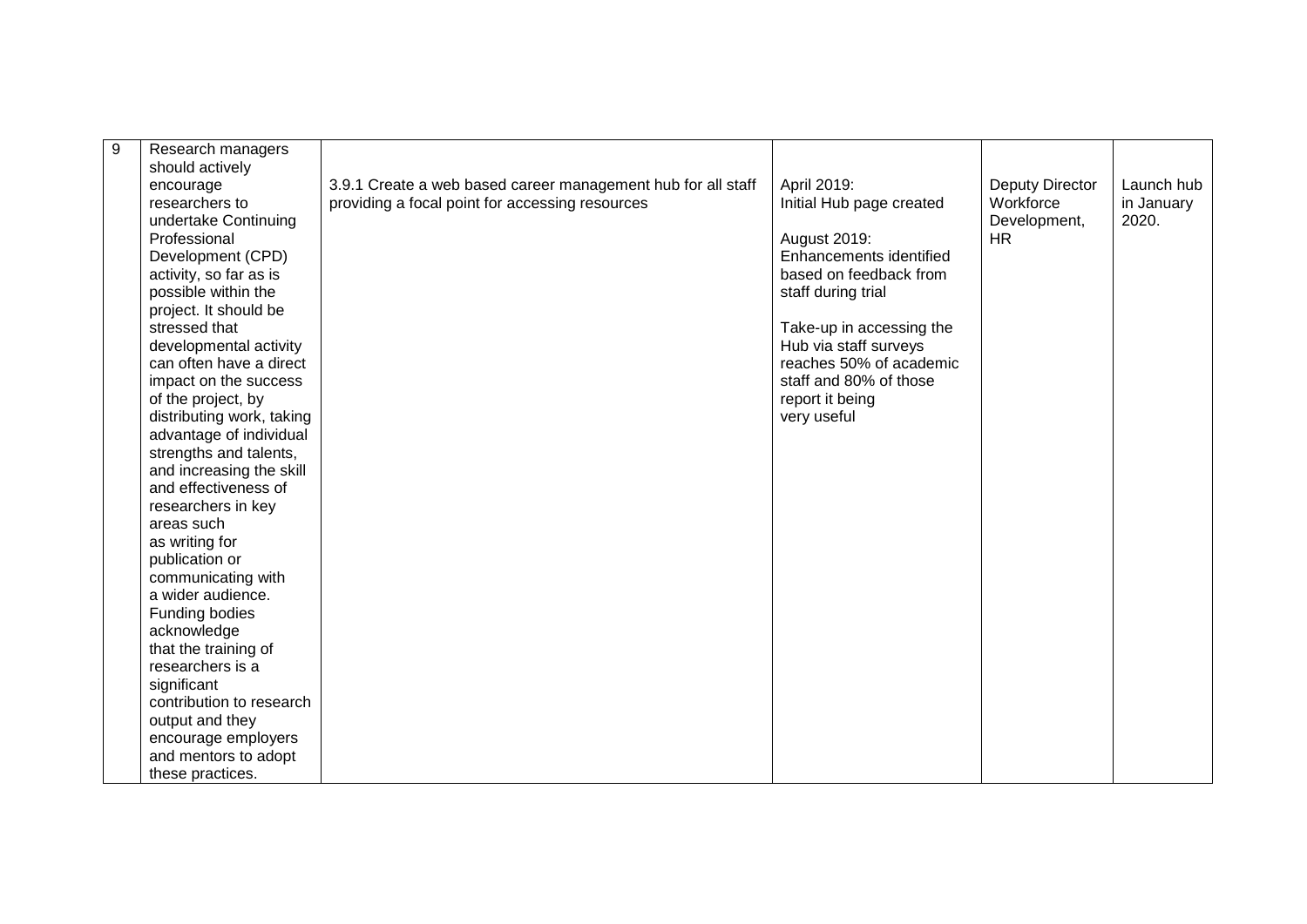| 9 | Research managers should actively encourage researchers to undertake Continuing Professional Development (CPD) activity, so far as is possible within the project. It should be stressed that developmental activity can often have a direct impact on the success of the project, by distributing work, taking advantage of individual strengths and talents, and increasing the skill and effectiveness of researchers in key areas such as writing for publication or communicating with a wider audience. Funding bodies acknowledge that the training of researchers is a significant contribution to research output and they encourage employers and mentors to adopt these practices. | 3.9.1 Create a web based career management hub for all staff providing a focal point for accessing resources | April 2019: Initial Hub page created<br><br>August 2019: Enhancements identified based on feedback from staff during trial<br><br>Take-up in accessing the Hub via staff surveys reaches 50% of academic staff and 80% of those report it being very useful | Deputy Director Workforce Development, HR | Launch hub in January 2020. |
|---|---|---|---|---|---|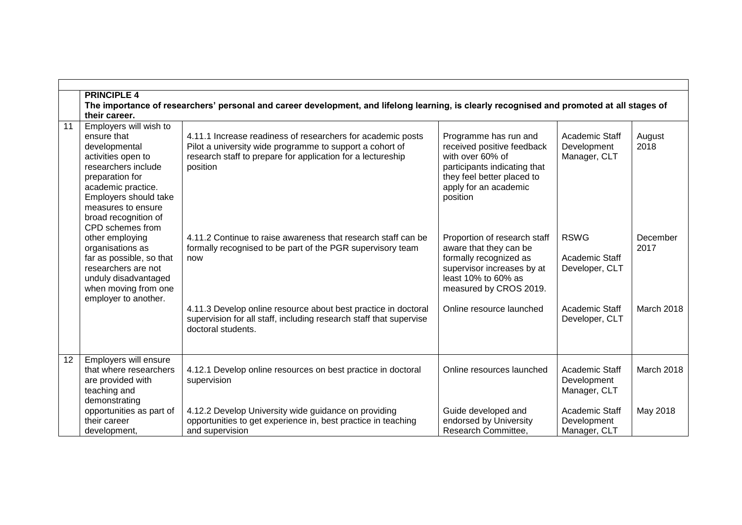| | | | | | |
|---|---|---|---|---|---|
| | **PRINCIPLE 4**<br>**The importance of researchers' personal and career development, and lifelong learning, is clearly recognised and promoted at all stages of their career.** | | | | |
| 11 | Employers will wish to ensure that developmental activities open to researchers include preparation for academic practice. Employers should take measures to ensure broad recognition of CPD schemes from other employing organisations as far as possible, so that researchers are not unduly disadvantaged when moving from one employer to another. | 4.11.1 Increase readiness of researchers for academic posts Pilot a university wide programme to support a cohort of research staff to prepare for application for a lectureship position | Programme has run and received positive feedback with over 60% of participants indicating that they feel better placed to apply for an academic position | Academic Staff Development Manager, CLT | August 2018 |
| | | 4.11.2 Continue to raise awareness that research staff can be formally recognised to be part of the PGR supervisory team now | Proportion of research staff aware that they can be formally recognized as supervisor increases by at least 10% to 60% as measured by CROS 2019. | RSWG<br>Academic Staff Developer, CLT | December 2017 |
| | | 4.11.3 Develop online resource about best practice in doctoral supervision for all staff, including research staff that supervise doctoral students. | Online resource launched | Academic Staff Developer, CLT | March 2018 |
| 12 | Employers will ensure that where researchers are provided with teaching and demonstrating opportunities as part of their career development, | 4.12.1 Develop online resources on best practice in doctoral supervision | Online resources launched | Academic Staff Development Manager, CLT | March 2018 |
| | | 4.12.2 Develop University wide guidance on providing opportunities to get experience in, best practice in teaching and supervision | Guide developed and endorsed by University Research Committee, | Academic Staff Development Manager, CLT | May 2018 |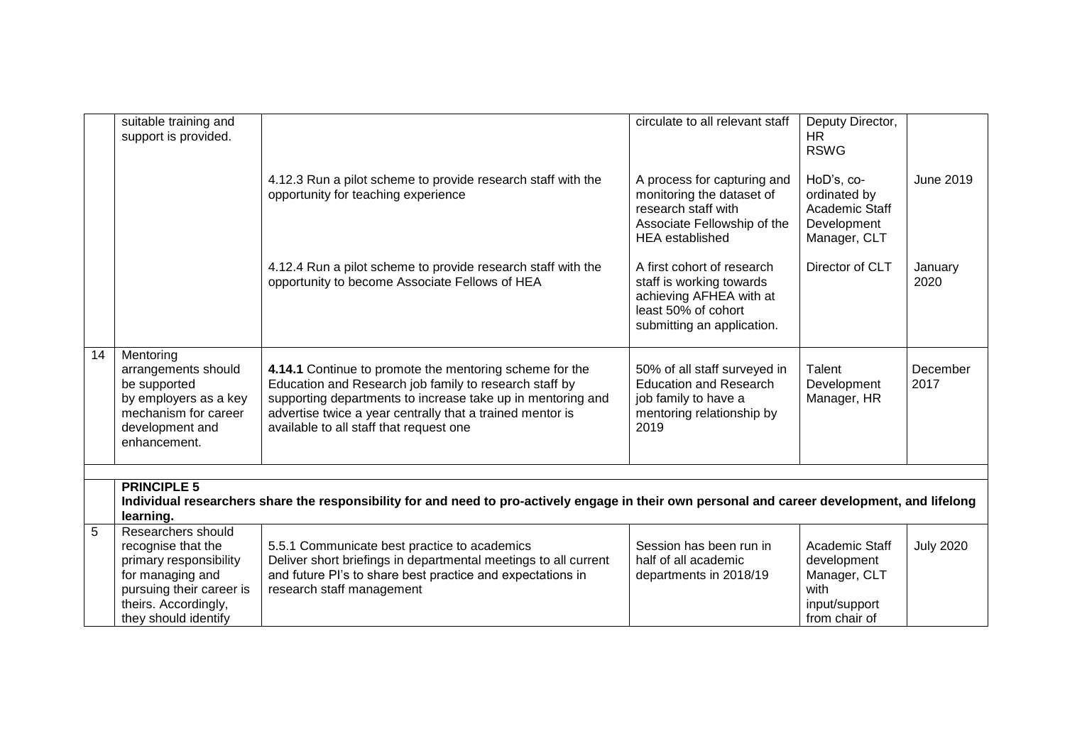| | | | | | |
|---|---|---|---|---|---|
| | suitable training and support is provided. | | circulate to all relevant staff | Deputy Director, HR<br>RSWG | |
| | | 4.12.3 Run a pilot scheme to provide research staff with the opportunity for teaching experience | A process for capturing and monitoring the dataset of research staff with Associate Fellowship of the HEA established | HoD's, co-ordinated by Academic Staff Development Manager, CLT | June 2019 |
| | | 4.12.4 Run a pilot scheme to provide research staff with the opportunity to become Associate Fellows of HEA | A first cohort of research staff is working towards achieving AFHEA with at least 50% of cohort submitting an application. | Director of CLT | January 2020 |
| 14 | Mentoring arrangements should be supported by employers as a key mechanism for career development and enhancement. | **4.14.1** Continue to promote the mentoring scheme for the Education and Research job family to research staff by supporting departments to increase take up in mentoring and advertise twice a year centrally that a trained mentor is available to all staff that request one | 50% of all staff surveyed in the Education and Research job family to have a mentoring relationship by 2019 | Talent Development Manager, HR | December 2017 |
| | | | | | |
| | **PRINCIPLE 5**<br>**Individual researchers share the responsibility for and need to pro-actively engage in their own personal and career development, and lifelong learning.** | | | | |
| 5 | Researchers should recognise that the primary responsibility for managing and pursuing their career is theirs. Accordingly, they should identify | 5.5.1 Communicate best practice to academics<br>Deliver short briefings in departmental meetings to all current and future PI's to share best practice and expectations in research staff management | Session has been run in half of all academic departments in 2018/19 | Academic Staff development Manager, CLT with input/support from chair of | July 2020 |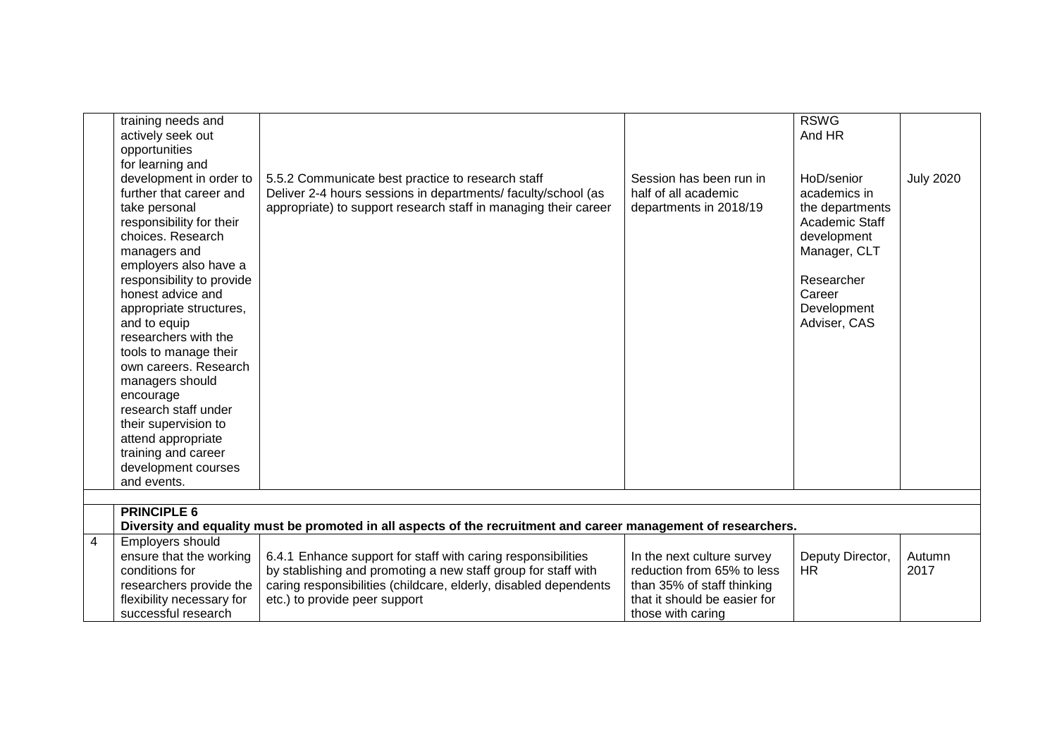| | | | | | |
|---|---|---|---|---|---|
| | training needs and actively seek out opportunities for learning and development in order to further that career and take personal responsibility for their choices. Research managers and employers also have a responsibility to provide honest advice and appropriate structures, and to equip researchers with the tools to manage their own careers. Research managers should encourage research staff under their supervision to attend appropriate training and career development courses and events. | 5.5.2 Communicate best practice to research staff<br>Deliver 2-4 hours sessions in departments/ faculty/school (as appropriate) to support research staff in managing their career | Session has been run in half of all academic departments in 2018/19 | RSWG And HR<br><br>HoD/senior academics in the departments Academic Staff development Manager, CLT<br><br>Researcher Career Development Adviser, CAS | July 2020 |
| | | | | | |
| | **PRINCIPLE 6**<br>**Diversity and equality must be promoted in all aspects of the recruitment and career management of researchers.** | | | | |
| 4 | Employers should ensure that the working conditions for researchers provide the flexibility necessary for successful research | 6.4.1 Enhance support for staff with caring responsibilities by stablishing and promoting a new staff group for staff with caring responsibilities (childcare, elderly, disabled dependents etc.) to provide peer support | In the next culture survey reduction from 65% to less than 35% of staff thinking that it should be easier for those with caring | Deputy Director, HR | Autumn 2017 |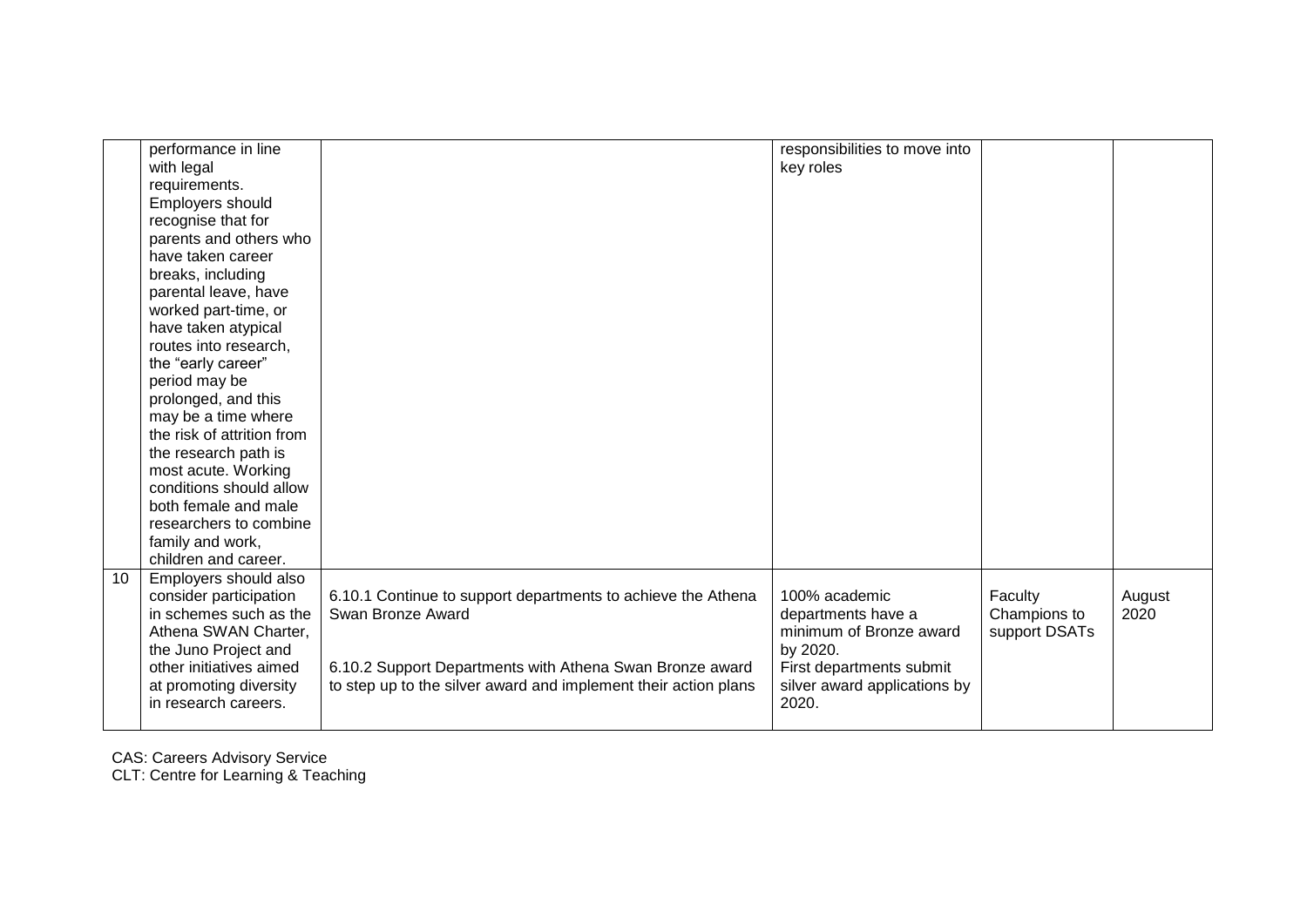|  |  |  |  |  |  |
|---|---|---|---|---|---|
|  | performance in line with legal requirements. Employers should recognise that for parents and others who have taken career breaks, including parental leave, have worked part-time, or have taken atypical routes into research, the "early career" period may be prolonged, and this may be a time where the risk of attrition from the research path is most acute. Working conditions should allow both female and male researchers to combine family and work, children and career. |  | responsibilities to move into key roles |  |  |
| 10 | Employers should also consider participation in schemes such as the Athena SWAN Charter, the Juno Project and other initiatives aimed at promoting diversity in research careers. | 6.10.1 Continue to support departments to achieve the Athena Swan Bronze Award<br><br>6.10.2 Support Departments with Athena Swan Bronze award to step up to the silver award and implement their action plans | 100% academic departments have a minimum of Bronze award by 2020.<br>First departments submit silver award applications by 2020. | Faculty Champions to support DSATs | August 2020 |

CAS: Careers Advisory Service
CLT: Centre for Learning & Teaching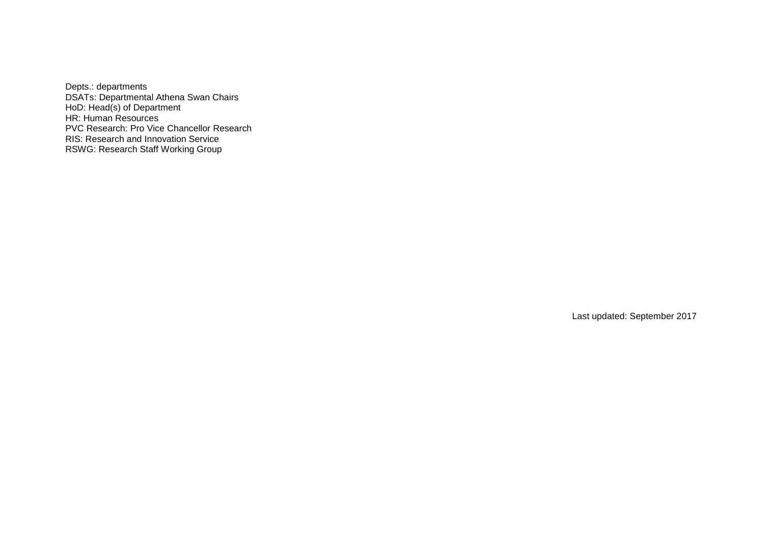Depts.: departments
DSATs: Departmental Athena Swan Chairs
HoD: Head(s) of Department
HR: Human Resources
PVC Research: Pro Vice Chancellor Research
RIS: Research and Innovation Service
RSWG: Research Staff Working Group

Last updated: September 2017